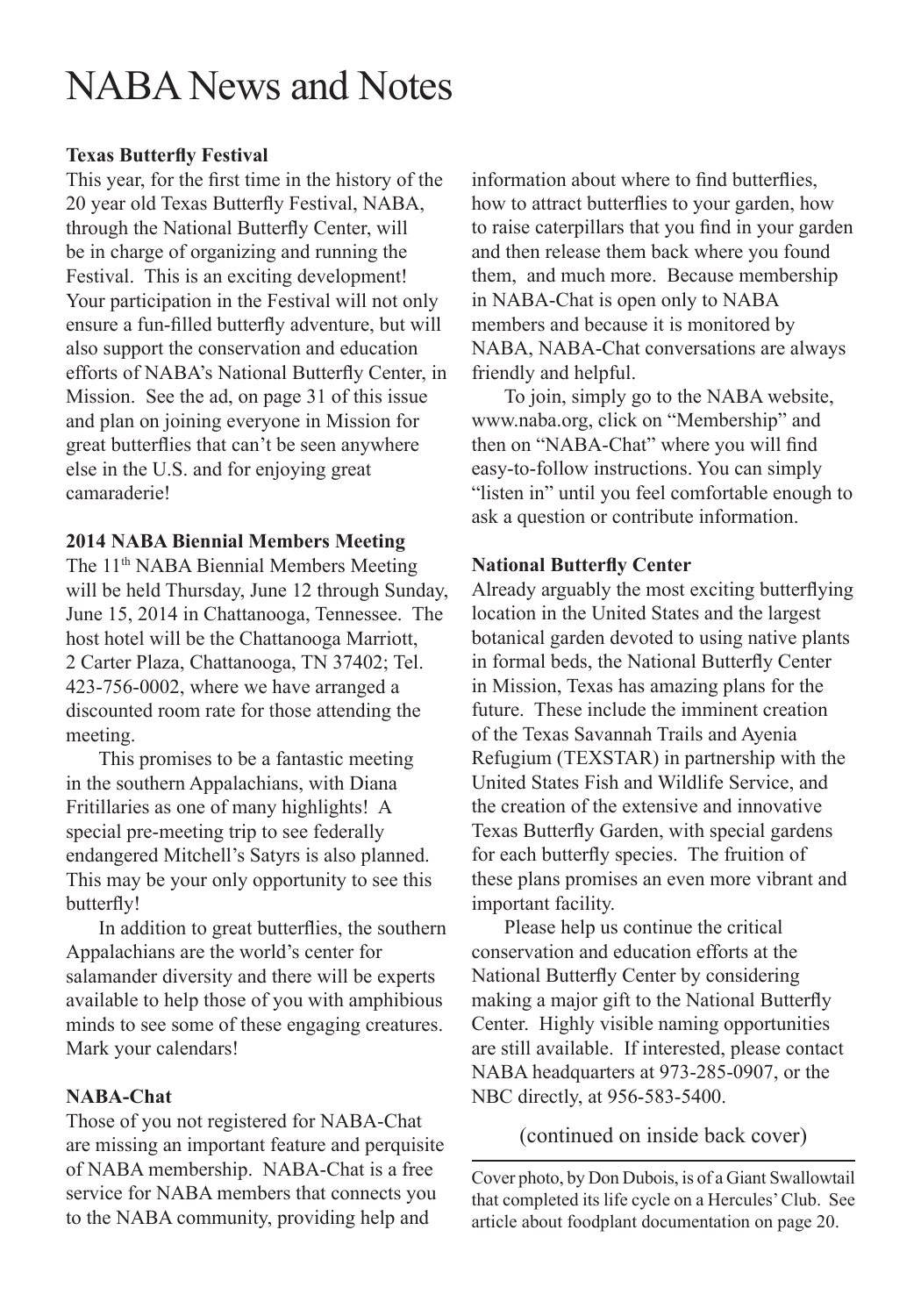# NABA News and Notes

**Texas Butterfly Festival**

This year, for the first time in the history of the 20 year old Texas Butterfly Festival, NABA, through the National Butterfly Center, will be in charge of organizing and running the Festival. This is an exciting development! Your participation in the Festival will not only ensure a fun-filled butterfly adventure, but will also support the conservation and education efforts of NABA's National Butterfly Center, in Mission. See the ad, on page 31 of this issue and plan on joining everyone in Mission for great butterflies that can't be seen anywhere else in the U.S. and for enjoying great camaraderie!

**2014 NABA Biennial Members Meeting**

The 11th NABA Biennial Members Meeting will be held Thursday, June 12 through Sunday, June 15, 2014 in Chattanooga, Tennessee. The host hotel will be the Chattanooga Marriott, 2 Carter Plaza, Chattanooga, TN 37402; Tel. 423-756-0002, where we have arranged a discounted room rate for those attending the meeting.

This promises to be a fantastic meeting in the southern Appalachians, with Diana Fritillaries as one of many highlights! A special pre-meeting trip to see federally endangered Mitchell's Satyrs is also planned. This may be your only opportunity to see this butterfly!

In addition to great butterflies, the southern Appalachians are the world's center for salamander diversity and there will be experts available to help those of you with amphibious minds to see some of these engaging creatures. Mark your calendars!

**NABA-Chat**

Those of you not registered for NABA-Chat are missing an important feature and perquisite of NABA membership. NABA-Chat is a free service for NABA members that connects you to the NABA community, providing help and information about where to find butterflies, how to attract butterflies to your garden, how to raise caterpillars that you find in your garden and then release them back where you found them, and much more. Because membership in NABA-Chat is open only to NABA members and because it is monitored by NABA, NABA-Chat conversations are always friendly and helpful.

To join, simply go to the NABA website, www.naba.org, click on "Membership" and then on "NABA-Chat" where you will find easy-to-follow instructions. You can simply "listen in" until you feel comfortable enough to ask a question or contribute information.

**National Butterfly Center**

Already arguably the most exciting butterflying location in the United States and the largest botanical garden devoted to using native plants in formal beds, the National Butterfly Center in Mission, Texas has amazing plans for the future. These include the imminent creation of the Texas Savannah Trails and Ayenia Refugium (TEXSTAR) in partnership with the United States Fish and Wildlife Service, and the creation of the extensive and innovative Texas Butterfly Garden, with special gardens for each butterfly species. The fruition of these plans promises an even more vibrant and important facility.

Please help us continue the critical conservation and education efforts at the National Butterfly Center by considering making a major gift to the National Butterfly Center. Highly visible naming opportunities are still available. If interested, please contact NABA headquarters at 973-285-0907, or the NBC directly, at 956-583-5400.

(continued on inside back cover)

---

Cover photo, by Don Dubois, is of a Giant Swallowtail that completed its life cycle on a Hercules' Club. See article about foodplant documentation on page 20.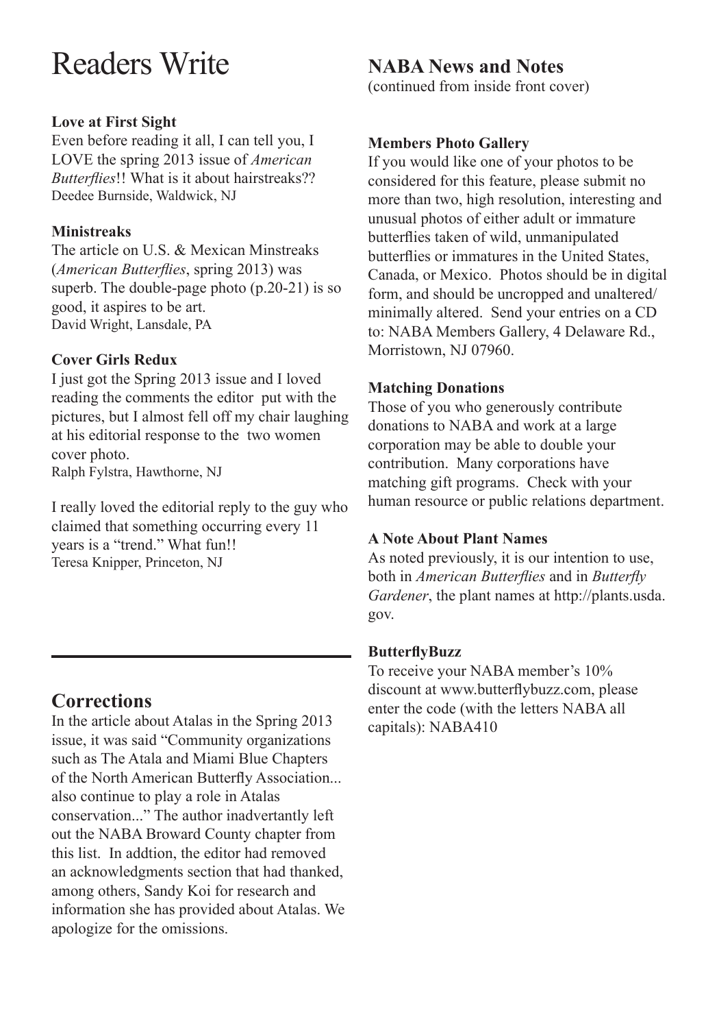# Readers Write

### Love at First Sight

Even before reading it all, I can tell you, I LOVE the spring 2013 issue of *American Butterflies*!! What is it about hairstreaks??
Deedee Burnside, Waldwick, NJ

### Ministreaks

The article on U.S. & Mexican Minstreaks (*American Butterflies*, spring 2013) was superb. The double-page photo (p.20-21) is so good, it aspires to be art.
David Wright, Lansdale, PA

### Cover Girls Redux

I just got the Spring 2013 issue and I loved reading the comments the editor put with the pictures, but I almost fell off my chair laughing at his editorial response to the two women cover photo.
Ralph Fylstra, Hawthorne, NJ

I really loved the editorial reply to the guy who claimed that something occurring every 11 years is a "trend." What fun!!
Teresa Knipper, Princeton, NJ

## Corrections

In the article about Atalas in the Spring 2013 issue, it was said "Community organizations such as The Atala and Miami Blue Chapters of the North American Butterfly Association... also continue to play a role in Atalas conservation..." The author inadvertantly left out the NABA Broward County chapter from this list. In addtion, the editor had removed an acknowledgments section that had thanked, among others, Sandy Koi for research and information she has provided about Atalas. We apologize for the omissions.

## NABA News and Notes

(continued from inside front cover)

### Members Photo Gallery

If you would like one of your photos to be considered for this feature, please submit no more than two, high resolution, interesting and unusual photos of either adult or immature butterflies taken of wild, unmanipulated butterflies or immatures in the United States, Canada, or Mexico. Photos should be in digital form, and should be uncropped and unaltered/ minimally altered. Send your entries on a CD to: NABA Members Gallery, 4 Delaware Rd., Morristown, NJ 07960.

### Matching Donations

Those of you who generously contribute donations to NABA and work at a large corporation may be able to double your contribution. Many corporations have matching gift programs. Check with your human resource or public relations department.

### A Note About Plant Names

As noted previously, it is our intention to use, both in *American Butterflies* and in *Butterfly Gardener*, the plant names at http://plants.usda.gov.

### ButterflyBuzz

To receive your NABA member's 10% discount at www.butterflybuzz.com, please enter the code (with the letters NABA all capitals): NABA410